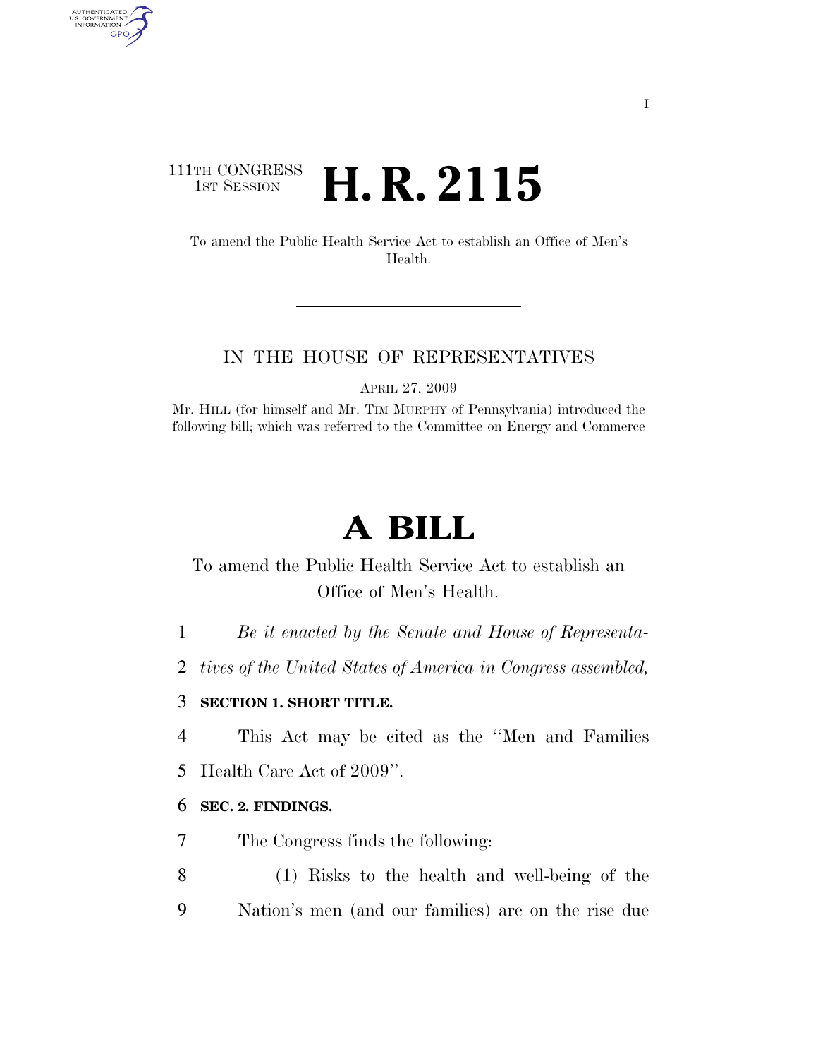111TH CONGRESS
1ST SESSION

# H. R. 2115

To amend the Public Health Service Act to establish an Office of Men's Health.

IN THE HOUSE OF REPRESENTATIVES

APRIL 27, 2009

Mr. HILL (for himself and Mr. TIM MURPHY of Pennsylvania) introduced the following bill; which was referred to the Committee on Energy and Commerce

# A BILL

To amend the Public Health Service Act to establish an Office of Men's Health.

1 *Be it enacted by the Senate and House of Representa-*
2 *tives of the United States of America in Congress assembled,*

3 **SECTION 1. SHORT TITLE.**

4 This Act may be cited as the "Men and Families
5 Health Care Act of 2009".

6 **SEC. 2. FINDINGS.**

7 The Congress finds the following:

8 (1) Risks to the health and well-being of the
9 Nation's men (and our families) are on the rise due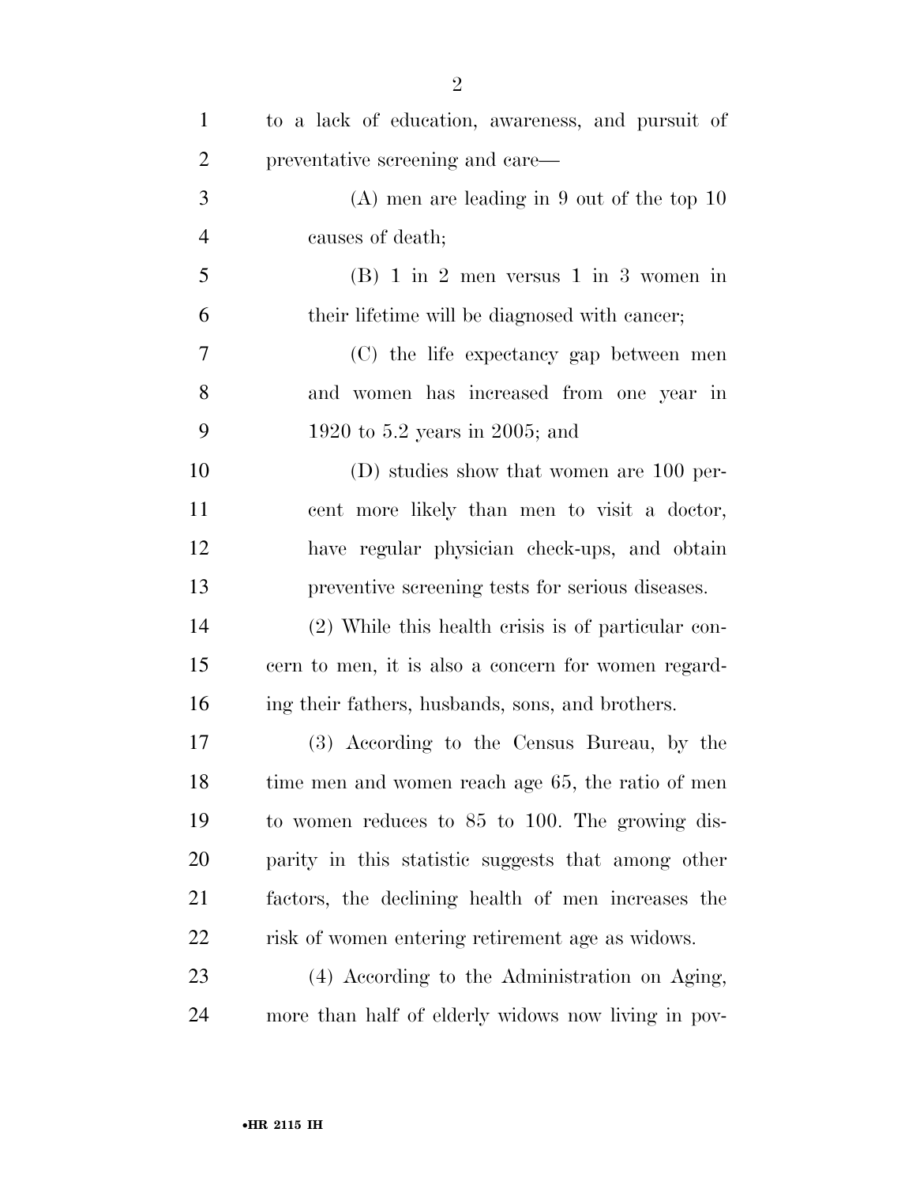to a lack of education, awareness, and pursuit of preventative screening and care—

(A) men are leading in 9 out of the top 10 causes of death;

(B) 1 in 2 men versus 1 in 3 women in their lifetime will be diagnosed with cancer;

(C) the life expectancy gap between men and women has increased from one year in 1920 to 5.2 years in 2005; and

(D) studies show that women are 100 percent more likely than men to visit a doctor, have regular physician check-ups, and obtain preventive screening tests for serious diseases.

(2) While this health crisis is of particular concern to men, it is also a concern for women regarding their fathers, husbands, sons, and brothers.

(3) According to the Census Bureau, by the time men and women reach age 65, the ratio of men to women reduces to 85 to 100. The growing disparity in this statistic suggests that among other factors, the declining health of men increases the risk of women entering retirement age as widows.

(4) According to the Administration on Aging, more than half of elderly widows now living in pov-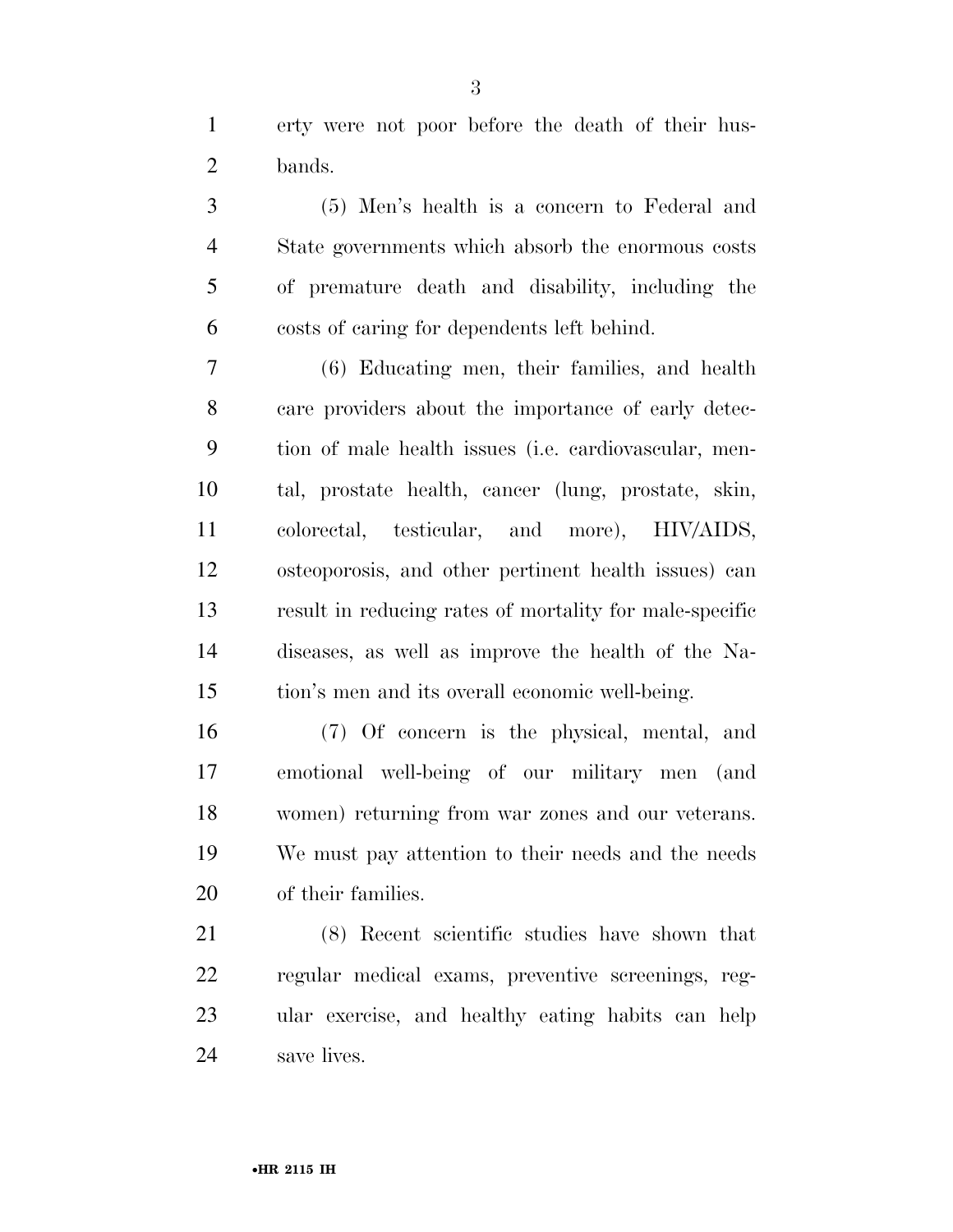erty were not poor before the death of their husbands.

(5) Men's health is a concern to Federal and State governments which absorb the enormous costs of premature death and disability, including the costs of caring for dependents left behind.

(6) Educating men, their families, and health care providers about the importance of early detection of male health issues (i.e. cardiovascular, mental, prostate health, cancer (lung, prostate, skin, colorectal, testicular, and more), HIV/AIDS, osteoporosis, and other pertinent health issues) can result in reducing rates of mortality for male-specific diseases, as well as improve the health of the Nation's men and its overall economic well-being.

(7) Of concern is the physical, mental, and emotional well-being of our military men (and women) returning from war zones and our veterans. We must pay attention to their needs and the needs of their families.

(8) Recent scientific studies have shown that regular medical exams, preventive screenings, regular exercise, and healthy eating habits can help save lives.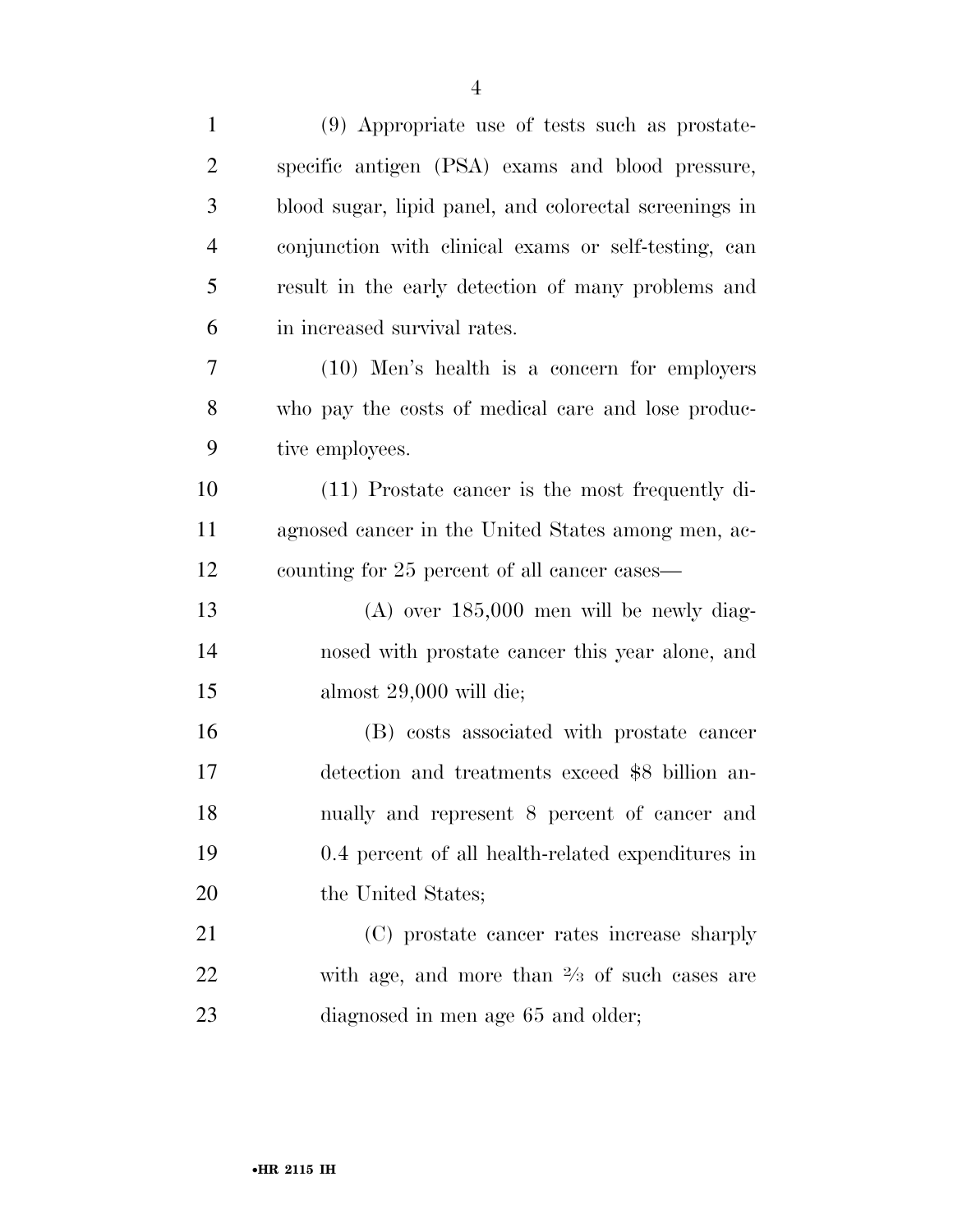(9) Appropriate use of tests such as prostate-specific antigen (PSA) exams and blood pressure, blood sugar, lipid panel, and colorectal screenings in conjunction with clinical exams or self-testing, can result in the early detection of many problems and in increased survival rates.

(10) Men's health is a concern for employers who pay the costs of medical care and lose productive employees.

(11) Prostate cancer is the most frequently diagnosed cancer in the United States among men, accounting for 25 percent of all cancer cases—

(A) over 185,000 men will be newly diagnosed with prostate cancer this year alone, and almost 29,000 will die;

(B) costs associated with prostate cancer detection and treatments exceed $8 billion annually and represent 8 percent of cancer and 0.4 percent of all health-related expenditures in the United States;

(C) prostate cancer rates increase sharply with age, and more than ⅔ of such cases are diagnosed in men age 65 and older;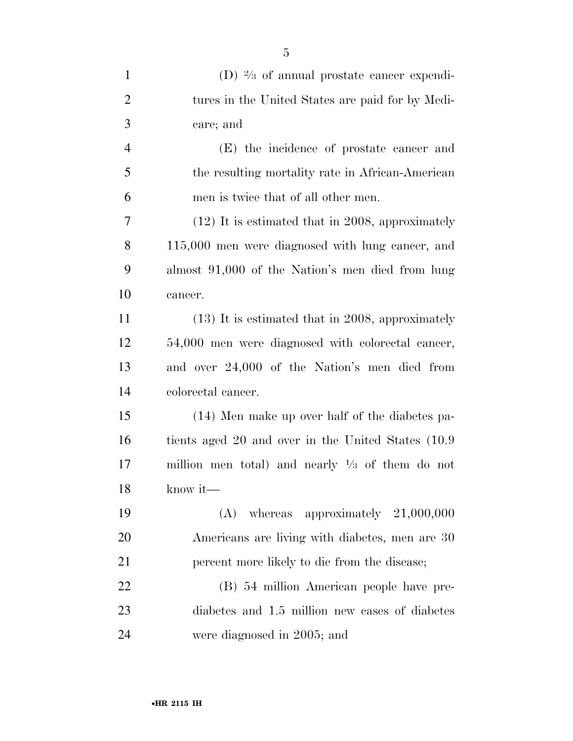(D) ⅔ of annual prostate cancer expenditures in the United States are paid for by Medicare; and

(E) the incidence of prostate cancer and the resulting mortality rate in African-American men is twice that of all other men.

(12) It is estimated that in 2008, approximately 115,000 men were diagnosed with lung cancer, and almost 91,000 of the Nation's men died from lung cancer.

(13) It is estimated that in 2008, approximately 54,000 men were diagnosed with colorectal cancer, and over 24,000 of the Nation's men died from colorectal cancer.

(14) Men make up over half of the diabetes patients aged 20 and over in the United States (10.9 million men total) and nearly ⅓ of them do not know it—

(A) whereas approximately 21,000,000 Americans are living with diabetes, men are 30 percent more likely to die from the disease;

(B) 54 million American people have pre-diabetes and 1.5 million new cases of diabetes were diagnosed in 2005; and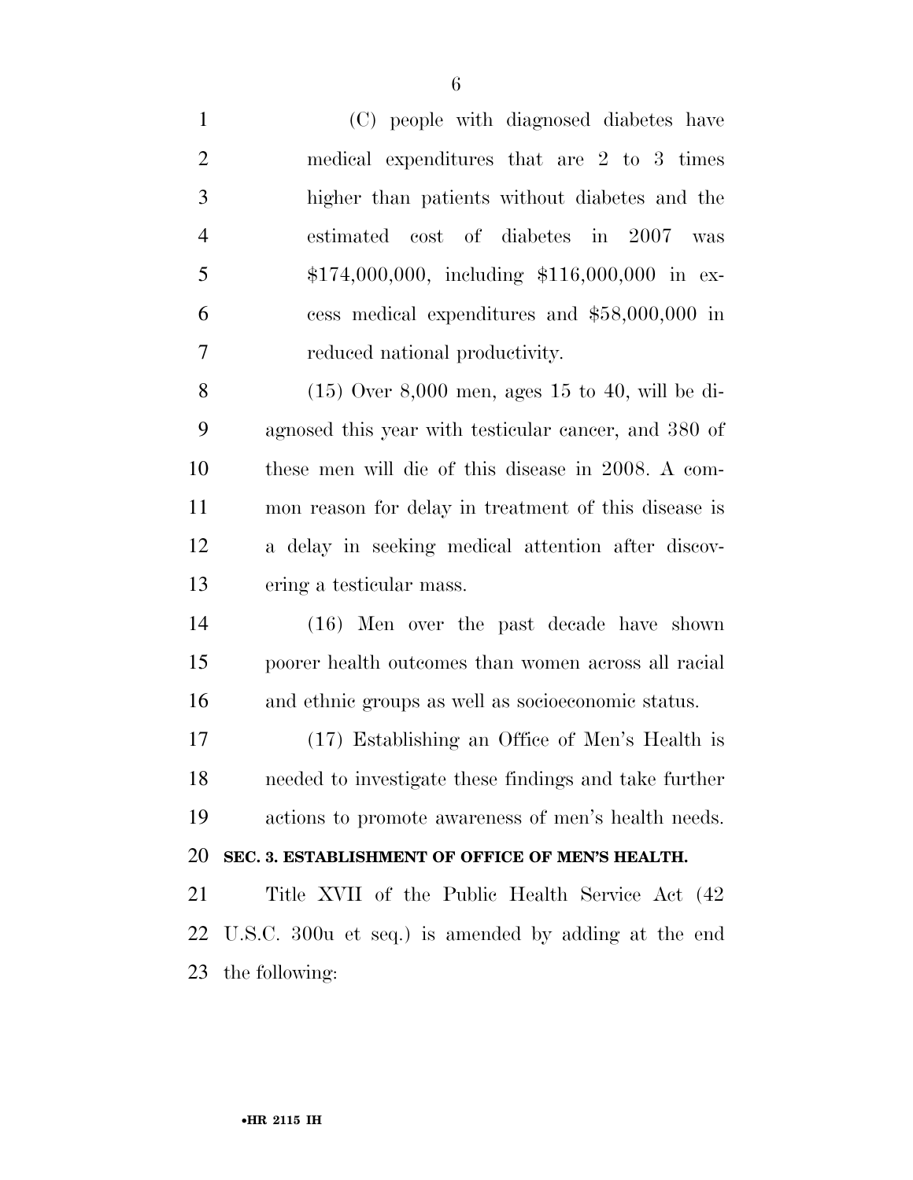(C) people with diagnosed diabetes have medical expenditures that are 2 to 3 times higher than patients without diabetes and the estimated cost of diabetes in 2007 was $174,000,000, including $116,000,000 in excess medical expenditures and $58,000,000 in reduced national productivity.

(15) Over 8,000 men, ages 15 to 40, will be diagnosed this year with testicular cancer, and 380 of these men will die of this disease in 2008. A common reason for delay in treatment of this disease is a delay in seeking medical attention after discovering a testicular mass.

(16) Men over the past decade have shown poorer health outcomes than women across all racial and ethnic groups as well as socioeconomic status.

(17) Establishing an Office of Men's Health is needed to investigate these findings and take further actions to promote awareness of men's health needs.

**SEC. 3. ESTABLISHMENT OF OFFICE OF MEN'S HEALTH.**

Title XVII of the Public Health Service Act (42 U.S.C. 300u et seq.) is amended by adding at the end the following: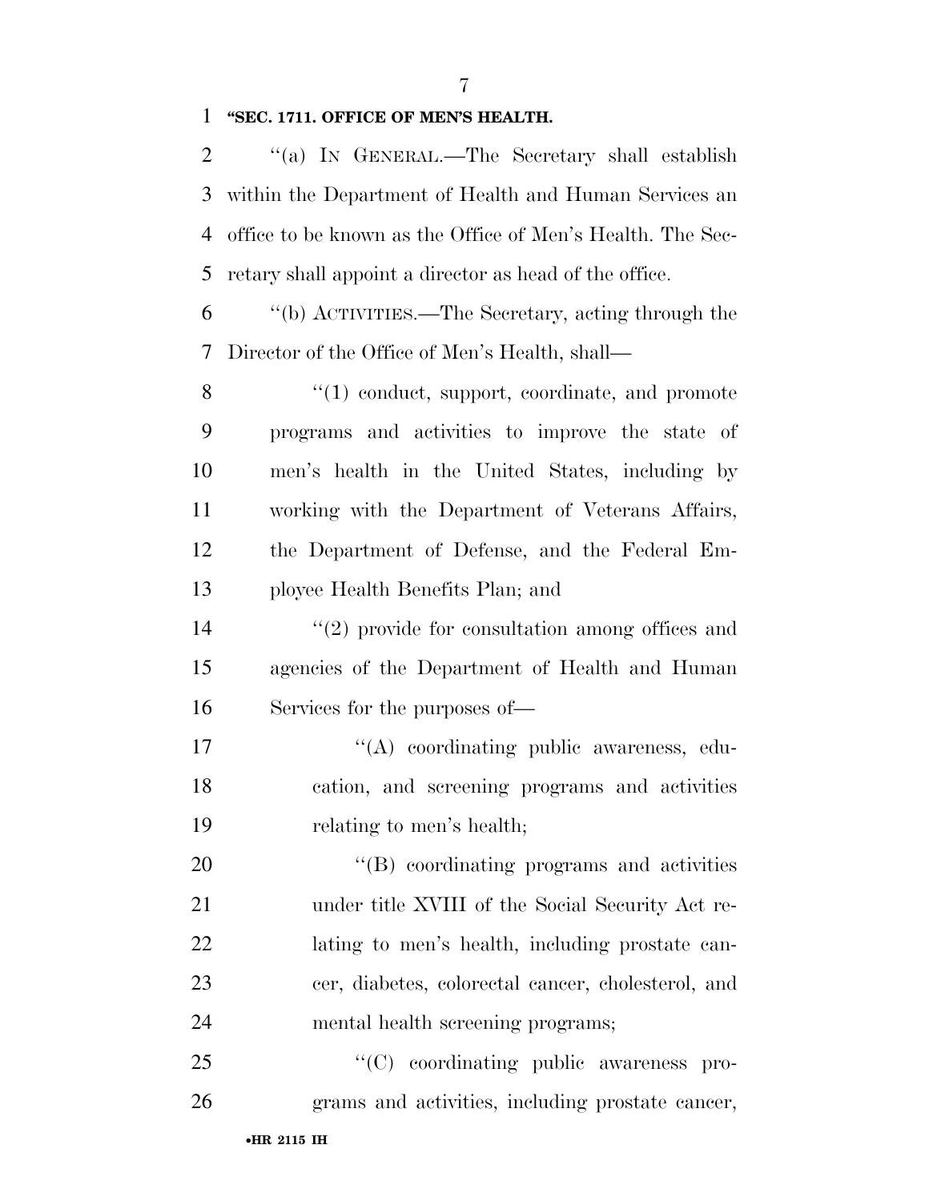**"SEC. 1711. OFFICE OF MEN'S HEALTH.**

"(a) IN GENERAL.—The Secretary shall establish within the Department of Health and Human Services an office to be known as the Office of Men's Health. The Secretary shall appoint a director as head of the office.

"(b) ACTIVITIES.—The Secretary, acting through the Director of the Office of Men's Health, shall—

"(1) conduct, support, coordinate, and promote programs and activities to improve the state of men's health in the United States, including by working with the Department of Veterans Affairs, the Department of Defense, and the Federal Employee Health Benefits Plan; and

"(2) provide for consultation among offices and agencies of the Department of Health and Human Services for the purposes of—

"(A) coordinating public awareness, education, and screening programs and activities relating to men's health;

"(B) coordinating programs and activities under title XVIII of the Social Security Act relating to men's health, including prostate cancer, diabetes, colorectal cancer, cholesterol, and mental health screening programs;

"(C) coordinating public awareness programs and activities, including prostate cancer,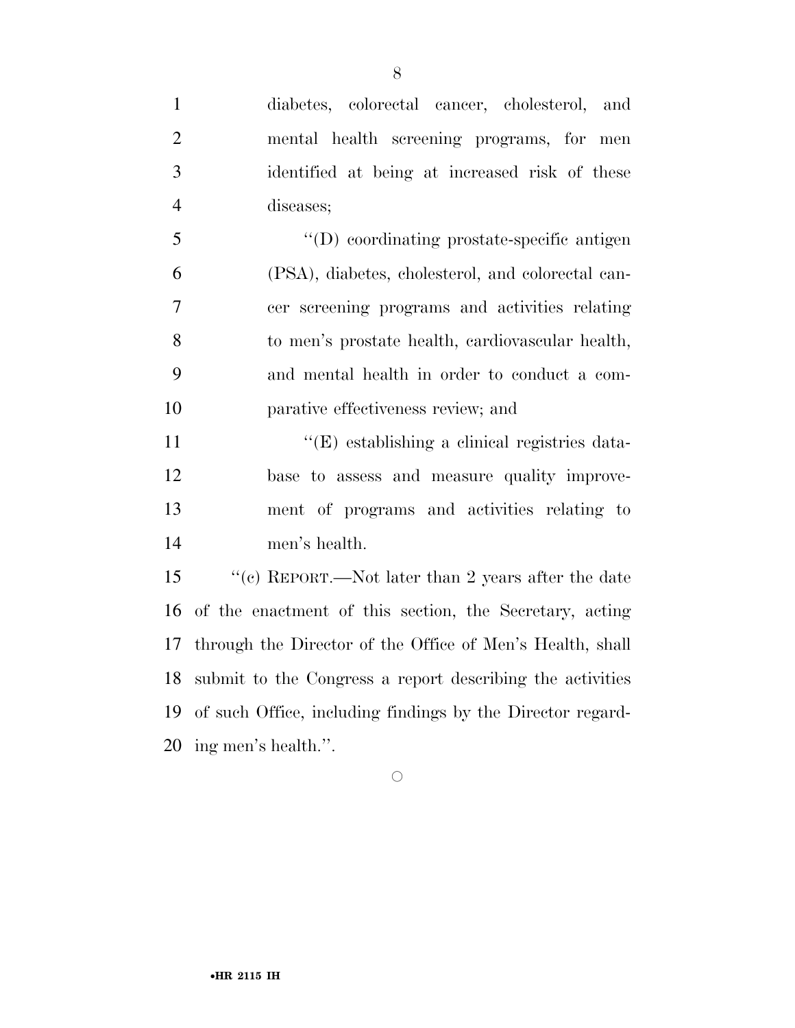diabetes, colorectal cancer, cholesterol, and mental health screening programs, for men identified at being at increased risk of these diseases;

"(D) coordinating prostate-specific antigen (PSA), diabetes, cholesterol, and colorectal cancer screening programs and activities relating to men's prostate health, cardiovascular health, and mental health in order to conduct a comparative effectiveness review; and

"(E) establishing a clinical registries database to assess and measure quality improvement of programs and activities relating to men's health.

"(c) REPORT.—Not later than 2 years after the date of the enactment of this section, the Secretary, acting through the Director of the Office of Men's Health, shall submit to the Congress a report describing the activities of such Office, including findings by the Director regarding men's health.".

○